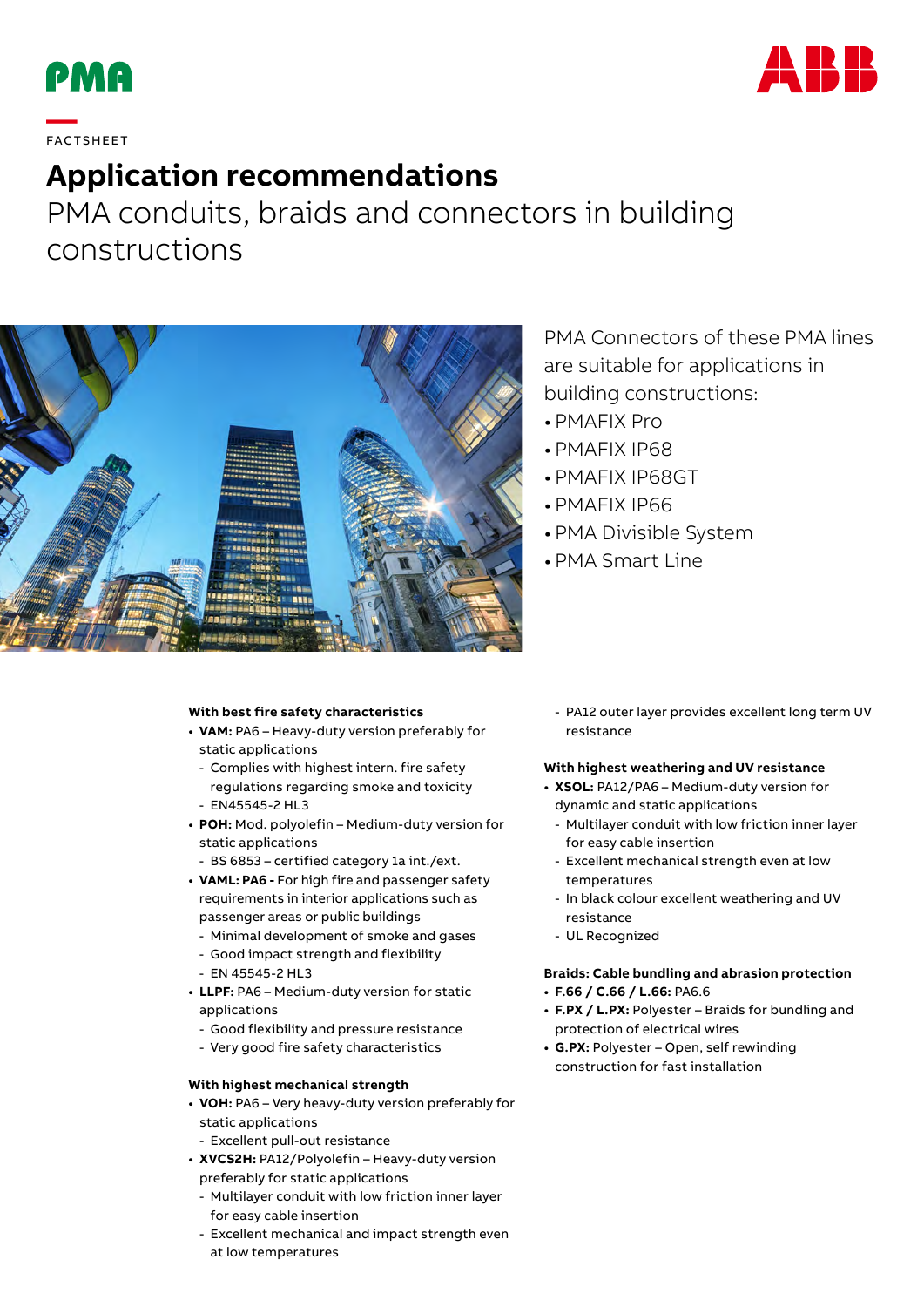PMA

FACTSHEET

# Application recommendations

## PMA conduits, braids and connectors in building constructions

PMA Connectors of these PMA lines are suitable for applications in building constructions:

- PMAFIX Pro
- PMAFIX IP68
- PMAFIX IP68GT
- PMAFIX IP66
- PMA Divisible System
- PMA Smart Line

**With best fire safety characteristics**

- **VAM:** PA6 – Heavy-duty version preferably for static applications
  - Complies with highest intern. fire safety regulations regarding smoke and toxicity
  - EN45545-2 HL3
- **POH:** Mod. polyolefin – Medium-duty version for static applications
  - BS 6853 – certified category 1a int./ext.
- **VAML: PA6 -** For high fire and passenger safety requirements in interior applications such as passenger areas or public buildings
  - Minimal development of smoke and gases
  - Good impact strength and flexibility
  - EN 45545-2 HL3
- **LLPF:** PA6 – Medium-duty version for static applications
  - Good flexibility and pressure resistance
  - Very good fire safety characteristics

**With highest mechanical strength**

- **VOH:** PA6 – Very heavy-duty version preferably for static applications
  - Excellent pull-out resistance
- **XVCS2H:** PA12/Polyolefin – Heavy-duty version preferably for static applications
  - Multilayer conduit with low friction inner layer for easy cable insertion
  - Excellent mechanical and impact strength even at low temperatures
  - PA12 outer layer provides excellent long term UV resistance

**With highest weathering and UV resistance**

- **XSOL:** PA12/PA6 – Medium-duty version for dynamic and static applications
  - Multilayer conduit with low friction inner layer for easy cable insertion
  - Excellent mechanical strength even at low temperatures
  - In black colour excellent weathering and UV resistance
  - UL Recognized

**Braids: Cable bundling and abrasion protection**

- **F.66 / C.66 / L.66:** PA6.6
- **F.PX / L.PX:** Polyester – Braids for bundling and protection of electrical wires
- **G.PX:** Polyester – Open, self rewinding construction for fast installation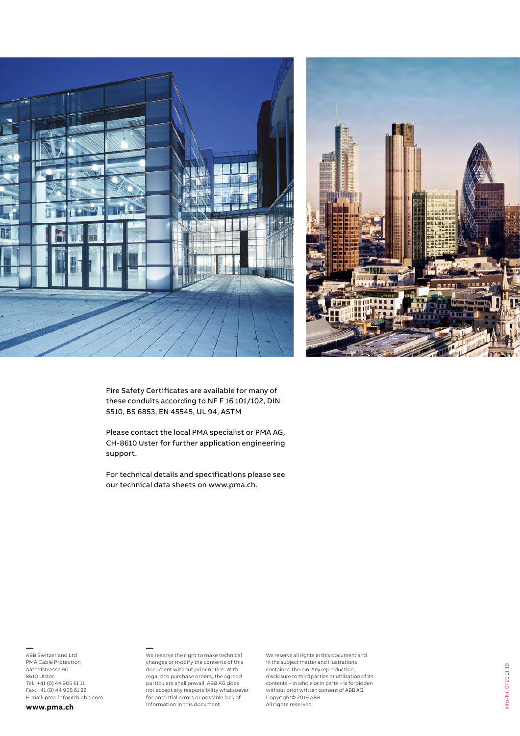Fire Safety Certificates are available for many of these conduits according to NF F 16 101/102, DIN 5510, BS 6853, EN 45545, UL 94, ASTM

Please contact the local PMA specialist or PMA AG, CH-8610 Uster for further application engineering support.

For technical details and specifications please see our technical data sheets on www.pma.ch.

ABB Switzerland Ltd
PMA Cable Protection
Aathalstrasse 90
8610 Uster
Tel: +41 (0) 44 905 61 11
Fax: +41 (0) 44 905 61 22
E-mail: pma-info@ch.abb.com

**www.pma.ch**

We reserve the right to make technical changes or modify the contents of this document without prior notice. With regard to purchase orders, the agreed particulars shall prevail. ABB AG does not accept any responsibility whatsoever for potential errors or possible lack of information in this document.

We reserve all rights in this document and in the subject matter and illustrations contained therein. Any reproduction, disclosure to third parties or utilization of its contents – in whole or in parts – is forbidden without prior written consent of ABB AG.
Copyright© 2019 ABB
All rights reserved

Info-Nr. 07.21.11.19